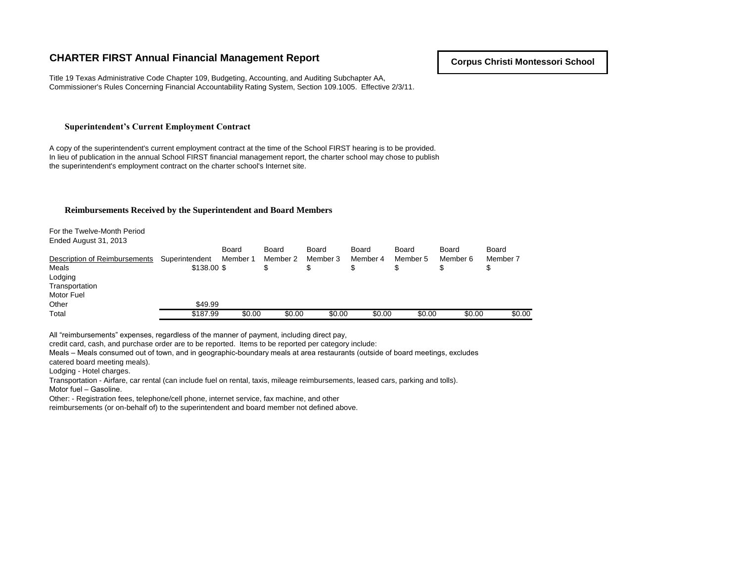# CHARTER FIRST Annual Financial Management Report

**Corpus Christi Montessori School**

Title 19 Texas Administrative Code Chapter 109, Budgeting, Accounting, and Auditing Subchapter AA, Commissioner's Rules Concerning Financial Accountability Rating System, Section 109.1005. Effective 2/3/11.

## Superintendent's Current Employment Contract

A copy of the superintendent's current employment contract at the time of the School FIRST hearing is to be provided. In lieu of publication in the annual School FIRST financial management report, the charter school may chose to publish the superintendent's employment contract on the charter school's Internet site.

## Reimbursements Received by the Superintendent and Board Members

For the Twelve-Month Period
Ended August 31, 2013

| Description of Reimbursements | Superintendent | Board Member 1 | Board Member 2 | Board Member 3 | Board Member 4 | Board Member 5 | Board Member 6 | Board Member 7 |
|---|---|---|---|---|---|---|---|---|
| Meals | $138.00 | $ | $ | $ | $ | $ | $ | $ |
| Lodging | | | | | | | | |
| Transportation | | | | | | | | |
| Motor Fuel | | | | | | | | |
| Other | $49.99 | | | | | | | |
| Total | $187.99 | $0.00 | $0.00 | $0.00 | $0.00 | $0.00 | $0.00 | $0.00 |

All "reimbursements" expenses, regardless of the manner of payment, including direct pay, credit card, cash, and purchase order are to be reported. Items to be reported per category include:

Meals – Meals consumed out of town, and in geographic-boundary meals at area restaurants (outside of board meetings, excludes catered board meeting meals).

Lodging - Hotel charges.

Transportation - Airfare, car rental (can include fuel on rental, taxis, mileage reimbursements, leased cars, parking and tolls).

Motor fuel – Gasoline.

Other: - Registration fees, telephone/cell phone, internet service, fax machine, and other reimbursements (or on-behalf of) to the superintendent and board member not defined above.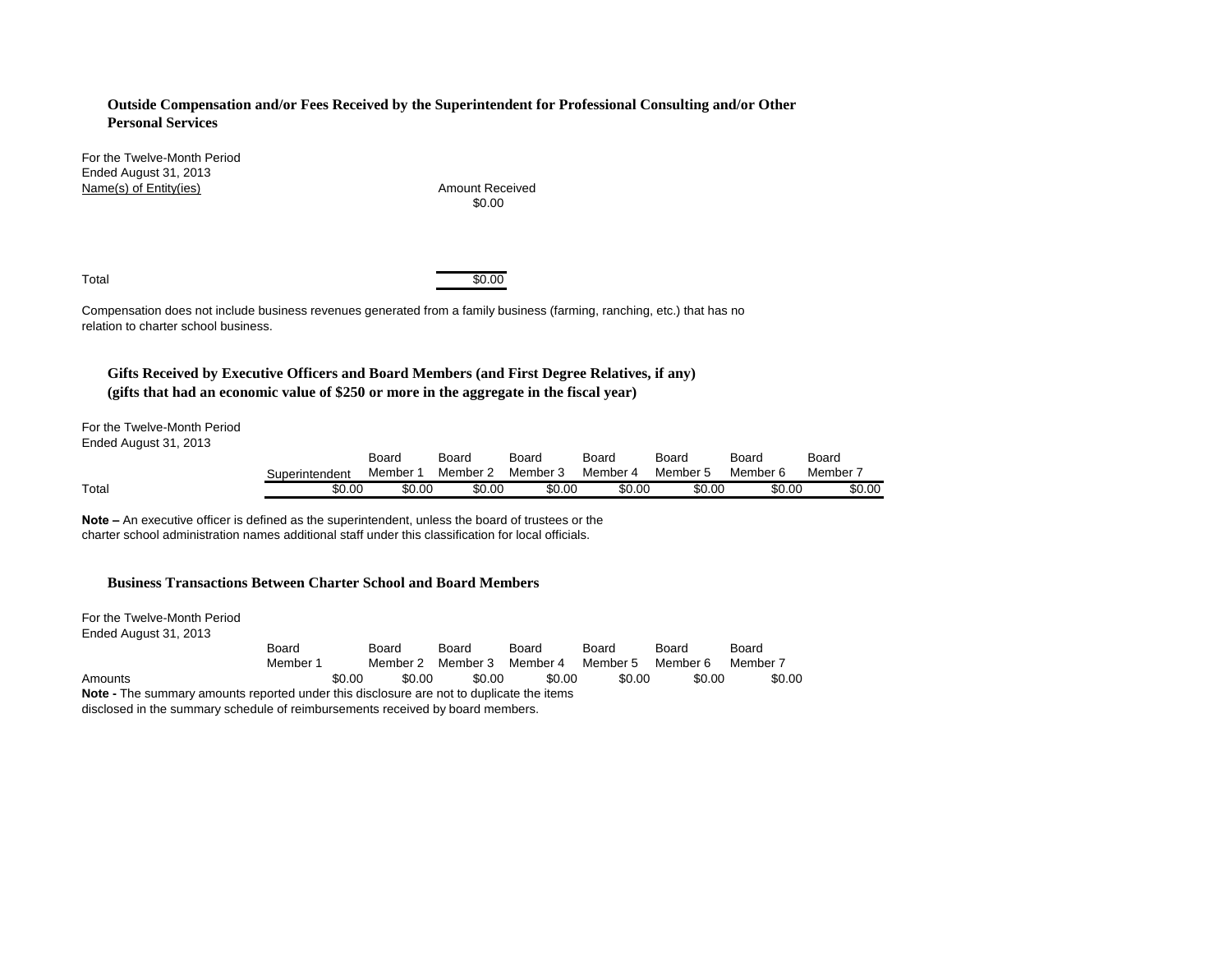### Outside Compensation and/or Fees Received by the Superintendent for Professional Consulting and/or Other Personal Services

For the Twelve-Month Period
Ended August 31, 2013

| Name(s) of Entity(ies) | Amount Received |
|---|---|
| | $0.00 |
| Total | $0.00 |

Compensation does not include business revenues generated from a family business (farming, ranching, etc.) that has no relation to charter school business.

### Gifts Received by Executive Officers and Board Members (and First Degree Relatives, if any) (gifts that had an economic value of $250 or more in the aggregate in the fiscal year)

For the Twelve-Month Period
Ended August 31, 2013

| | Superintendent | Board Member 1 | Board Member 2 | Board Member 3 | Board Member 4 | Board Member 5 | Board Member 6 | Board Member 7 |
|---|---|---|---|---|---|---|---|---|
| Total | $0.00 | $0.00 | $0.00 | $0.00 | $0.00 | $0.00 | $0.00 | $0.00 |

**Note –** An executive officer is defined as the superintendent, unless the board of trustees or the charter school administration names additional staff under this classification for local officials.

### Business Transactions Between Charter School and Board Members

For the Twelve-Month Period
Ended August 31, 2013

| | Board Member 1 | Board Member 2 | Board Member 3 | Board Member 4 | Board Member 5 | Board Member 6 | Board Member 7 |
|---|---|---|---|---|---|---|---|
| Amounts | $0.00 | $0.00 | $0.00 | $0.00 | $0.00 | $0.00 | $0.00 |

**Note -** The summary amounts reported under this disclosure are not to duplicate the items disclosed in the summary schedule of reimbursements received by board members.